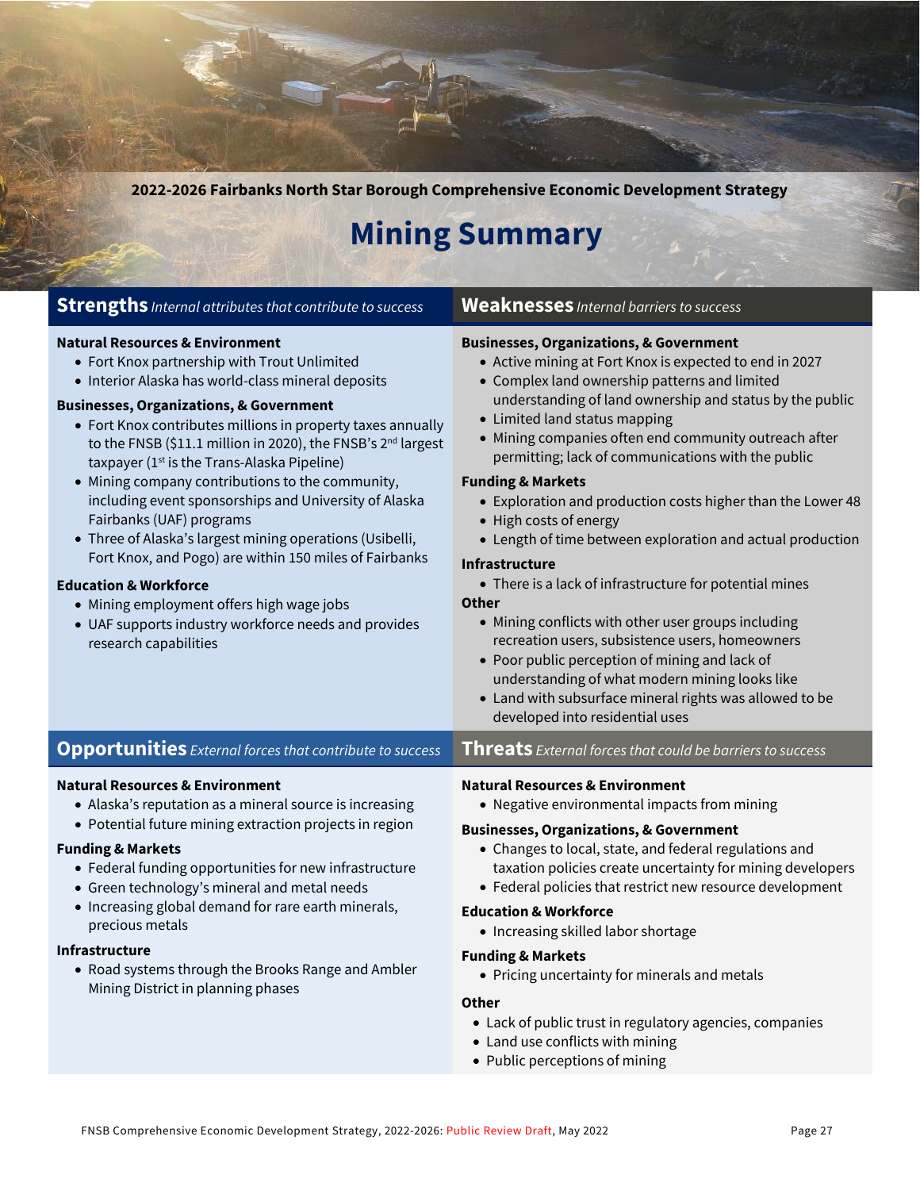2022-2026 Fairbanks North Star Borough Comprehensive Economic Development Strategy

# Mining Summary

## Strengths *Internal attributes that contribute to success*

**Natural Resources & Environment**

- Fort Knox partnership with Trout Unlimited
- Interior Alaska has world-class mineral deposits

**Businesses, Organizations, & Government**

- Fort Knox contributes millions in property taxes annually to the FNSB ($11.1 million in 2020), the FNSB's 2nd largest taxpayer (1st is the Trans-Alaska Pipeline)
- Mining company contributions to the community, including event sponsorships and University of Alaska Fairbanks (UAF) programs
- Three of Alaska's largest mining operations (Usibelli, Fort Knox, and Pogo) are within 150 miles of Fairbanks

**Education & Workforce**

- Mining employment offers high wage jobs
- UAF supports industry workforce needs and provides research capabilities

## Weaknesses *Internal barriers to success*

**Businesses, Organizations, & Government**

- Active mining at Fort Knox is expected to end in 2027
- Complex land ownership patterns and limited understanding of land ownership and status by the public
- Limited land status mapping
- Mining companies often end community outreach after permitting; lack of communications with the public

**Funding & Markets**

- Exploration and production costs higher than the Lower 48
- High costs of energy
- Length of time between exploration and actual production

**Infrastructure**

- There is a lack of infrastructure for potential mines

**Other**

- Mining conflicts with other user groups including recreation users, subsistence users, homeowners
- Poor public perception of mining and lack of understanding of what modern mining looks like
- Land with subsurface mineral rights was allowed to be developed into residential uses

## Opportunities *External forces that contribute to success*

**Natural Resources & Environment**

- Alaska's reputation as a mineral source is increasing
- Potential future mining extraction projects in region

**Funding & Markets**

- Federal funding opportunities for new infrastructure
- Green technology's mineral and metal needs
- Increasing global demand for rare earth minerals, precious metals

**Infrastructure**

- Road systems through the Brooks Range and Ambler Mining District in planning phases

## Threats *External forces that could be barriers to success*

**Natural Resources & Environment**

- Negative environmental impacts from mining

**Businesses, Organizations, & Government**

- Changes to local, state, and federal regulations and taxation policies create uncertainty for mining developers
- Federal policies that restrict new resource development

**Education & Workforce**

- Increasing skilled labor shortage

**Funding & Markets**

- Pricing uncertainty for minerals and metals

**Other**

- Lack of public trust in regulatory agencies, companies
- Land use conflicts with mining
- Public perceptions of mining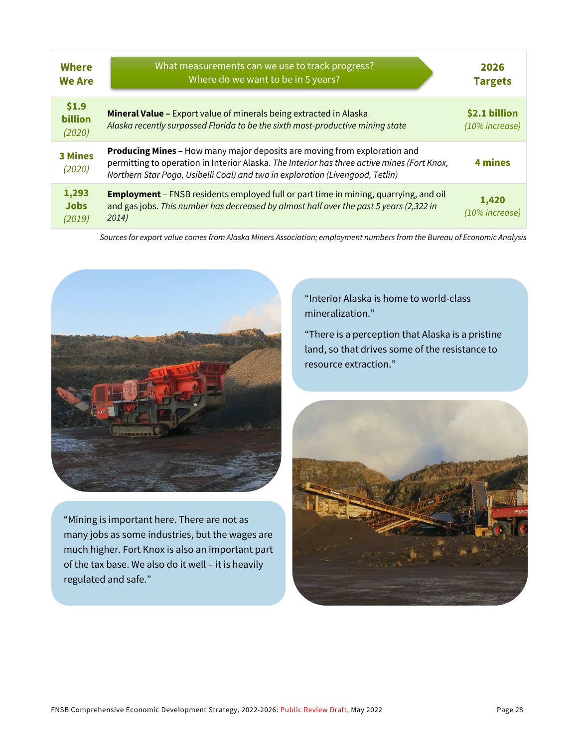| Where We Are | What measurements can we use to track progress? Where do we want to be in 5 years? | 2026 Targets |
|---|---|---|
| **$1.9 billion** *(2020)* | **Mineral Value –** Export value of minerals being extracted in Alaska *Alaska recently surpassed Florida to be the sixth most-productive mining state* | **$2.1 billion** *(10% increase)* |
| **3 Mines** *(2020)* | **Producing Mines –** How many major deposits are moving from exploration and permitting to operation in Interior Alaska. *The Interior has three active mines (Fort Knox, Northern Star Pogo, Usibelli Coal) and two in exploration (Livengood, Tetlin)* | **4 mines** |
| **1,293 Jobs** *(2019)* | **Employment** – FNSB residents employed full or part time in mining, quarrying, and oil and gas jobs. *This number has decreased by almost half over the past 5 years (2,322 in 2014)* | **1,420** *(10% increase)* |

*Sources for export value comes from Alaska Miners Association; employment numbers from the Bureau of Economic Analysis*

"Interior Alaska is home to world-class mineralization."

"There is a perception that Alaska is a pristine land, so that drives some of the resistance to resource extraction."

"Mining is important here. There are not as many jobs as some industries, but the wages are much higher. Fort Knox is also an important part of the tax base. We also do it well – it is heavily regulated and safe."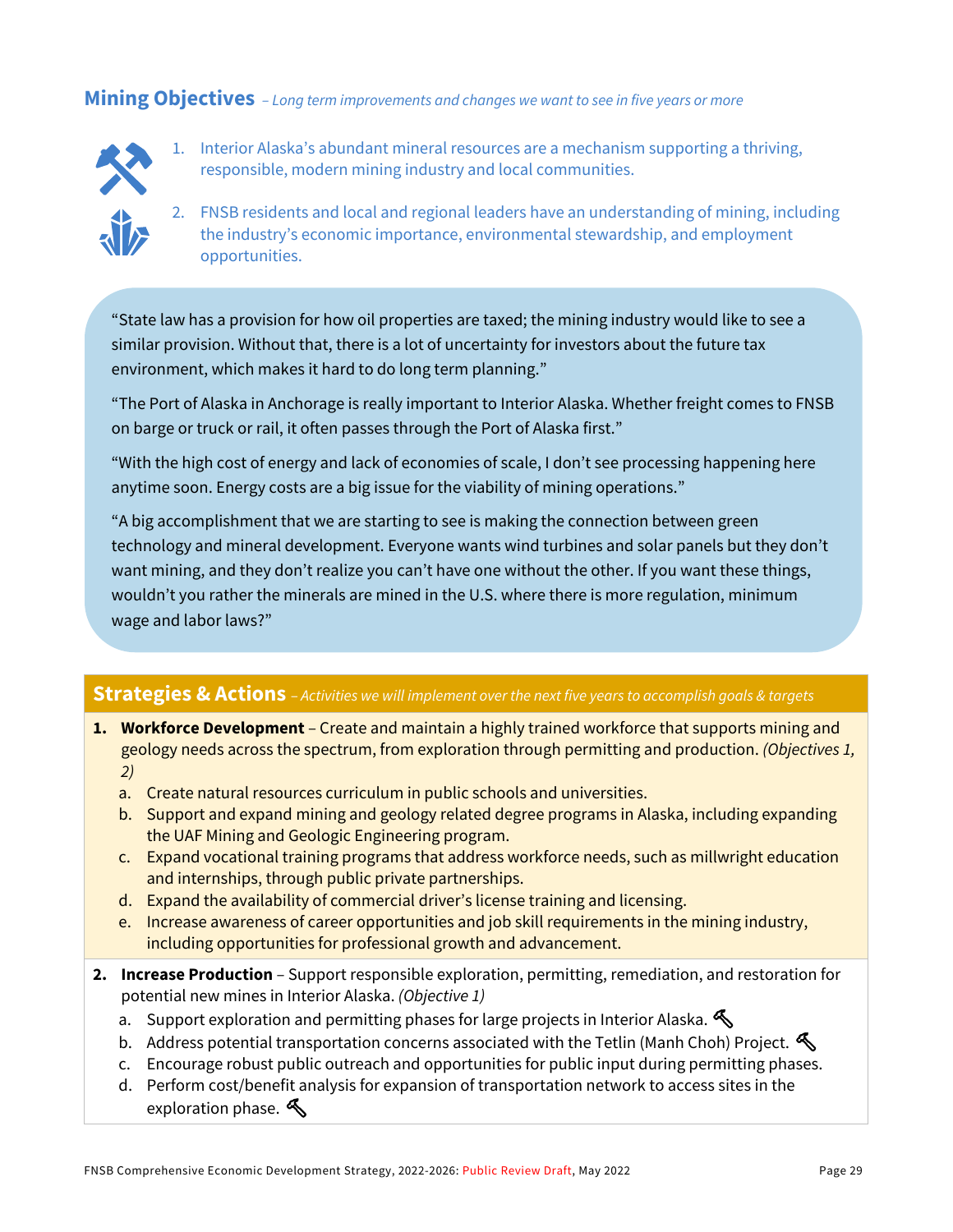## Mining Objectives *– Long term improvements and changes we want to see in five years or more*

1. Interior Alaska's abundant mineral resources are a mechanism supporting a thriving, responsible, modern mining industry and local communities.
2. FNSB residents and local and regional leaders have an understanding of mining, including the industry's economic importance, environmental stewardship, and employment opportunities.

"State law has a provision for how oil properties are taxed; the mining industry would like to see a similar provision. Without that, there is a lot of uncertainty for investors about the future tax environment, which makes it hard to do long term planning."

"The Port of Alaska in Anchorage is really important to Interior Alaska. Whether freight comes to FNSB on barge or truck or rail, it often passes through the Port of Alaska first."

"With the high cost of energy and lack of economies of scale, I don't see processing happening here anytime soon. Energy costs are a big issue for the viability of mining operations."

"A big accomplishment that we are starting to see is making the connection between green technology and mineral development. Everyone wants wind turbines and solar panels but they don't want mining, and they don't realize you can't have one without the other. If you want these things, wouldn't you rather the minerals are mined in the U.S. where there is more regulation, minimum wage and labor laws?"

## Strategies & Actions *– Activities we will implement over the next five years to accomplish goals & targets*

1. **Workforce Development** – Create and maintain a highly trained workforce that supports mining and geology needs across the spectrum, from exploration through permitting and production. *(Objectives 1, 2)*
   a. Create natural resources curriculum in public schools and universities.
   b. Support and expand mining and geology related degree programs in Alaska, including expanding the UAF Mining and Geologic Engineering program.
   c. Expand vocational training programs that address workforce needs, such as millwright education and internships, through public private partnerships.
   d. Expand the availability of commercial driver's license training and licensing.
   e. Increase awareness of career opportunities and job skill requirements in the mining industry, including opportunities for professional growth and advancement.
2. **Increase Production** – Support responsible exploration, permitting, remediation, and restoration for potential new mines in Interior Alaska. *(Objective 1)*
   a. Support exploration and permitting phases for large projects in Interior Alaska.
   b. Address potential transportation concerns associated with the Tetlin (Manh Choh) Project.
   c. Encourage robust public outreach and opportunities for public input during permitting phases.
   d. Perform cost/benefit analysis for expansion of transportation network to access sites in the exploration phase.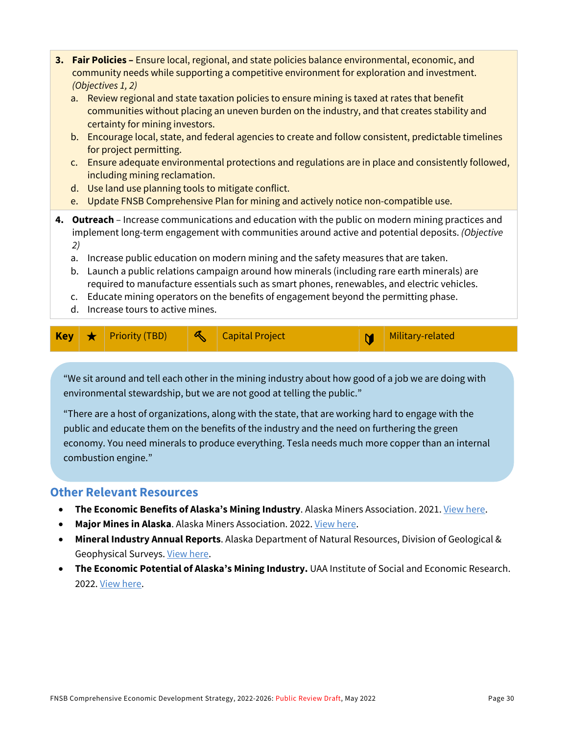3. **Fair Policies –** Ensure local, regional, and state policies balance environmental, economic, and community needs while supporting a competitive environment for exploration and investment. *(Objectives 1, 2)*
   a. Review regional and state taxation policies to ensure mining is taxed at rates that benefit communities without placing an uneven burden on the industry, and that creates stability and certainty for mining investors.
   b. Encourage local, state, and federal agencies to create and follow consistent, predictable timelines for project permitting.
   c. Ensure adequate environmental protections and regulations are in place and consistently followed, including mining reclamation.
   d. Use land use planning tools to mitigate conflict.
   e. Update FNSB Comprehensive Plan for mining and actively notice non-compatible use.

4. **Outreach** – Increase communications and education with the public on modern mining practices and implement long-term engagement with communities around active and potential deposits. *(Objective 2)*
   a. Increase public education on modern mining and the safety measures that are taken.
   b. Launch a public relations campaign around how minerals (including rare earth minerals) are required to manufacture essentials such as smart phones, renewables, and electric vehicles.
   c. Educate mining operators on the benefits of engagement beyond the permitting phase.
   d. Increase tours to active mines.

| **Key** | ★ | Priority (TBD) | 🔨 | Capital Project | 🛡 | Military-related |
|---|---|---|---|---|---|---|

"We sit around and tell each other in the mining industry about how good of a job we are doing with environmental stewardship, but we are not good at telling the public."

"There are a host of organizations, along with the state, that are working hard to engage with the public and educate them on the benefits of the industry and the need on furthering the green economy. You need minerals to produce everything. Tesla needs much more copper than an internal combustion engine."

## Other Relevant Resources

- **The Economic Benefits of Alaska's Mining Industry**. Alaska Miners Association. 2021. View here.
- **Major Mines in Alaska**. Alaska Miners Association. 2022. View here.
- **Mineral Industry Annual Reports**. Alaska Department of Natural Resources, Division of Geological & Geophysical Surveys. View here.
- **The Economic Potential of Alaska's Mining Industry.** UAA Institute of Social and Economic Research. 2022. View here.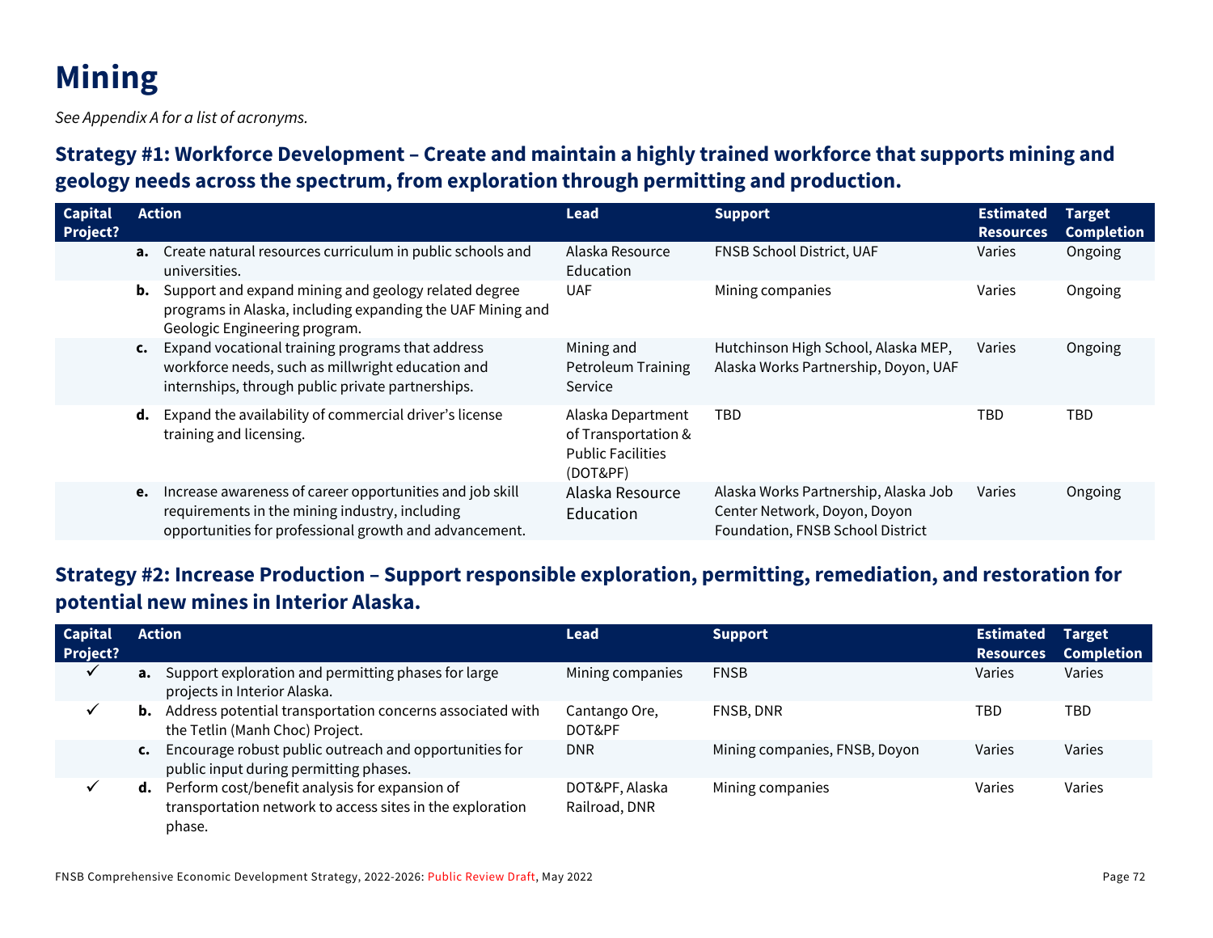# Mining

*See Appendix A for a list of acronyms.*

### Strategy #1: Workforce Development – Create and maintain a highly trained workforce that supports mining and geology needs across the spectrum, from exploration through permitting and production.

| Capital Project? | Action | Lead | Support | Estimated Resources | Target Completion |
|---|---|---|---|---|---|
| | **a.** Create natural resources curriculum in public schools and universities. | Alaska Resource Education | FNSB School District, UAF | Varies | Ongoing |
| | **b.** Support and expand mining and geology related degree programs in Alaska, including expanding the UAF Mining and Geologic Engineering program. | UAF | Mining companies | Varies | Ongoing |
| | **c.** Expand vocational training programs that address workforce needs, such as millwright education and internships, through public private partnerships. | Mining and Petroleum Training Service | Hutchinson High School, Alaska MEP, Alaska Works Partnership, Doyon, UAF | Varies | Ongoing |
| | **d.** Expand the availability of commercial driver's license training and licensing. | Alaska Department of Transportation & Public Facilities (DOT&PF) | TBD | TBD | TBD |
| | **e.** Increase awareness of career opportunities and job skill requirements in the mining industry, including opportunities for professional growth and advancement. | Alaska Resource Education | Alaska Works Partnership, Alaska Job Center Network, Doyon, Doyon Foundation, FNSB School District | Varies | Ongoing |

### Strategy #2: Increase Production – Support responsible exploration, permitting, remediation, and restoration for potential new mines in Interior Alaska.

| Capital Project? | Action | Lead | Support | Estimated Resources | Target Completion |
|---|---|---|---|---|---|
| ✓ | **a.** Support exploration and permitting phases for large projects in Interior Alaska. | Mining companies | FNSB | Varies | Varies |
| ✓ | **b.** Address potential transportation concerns associated with the Tetlin (Manh Choc) Project. | Cantango Ore, DOT&PF | FNSB, DNR | TBD | TBD |
| | **c.** Encourage robust public outreach and opportunities for public input during permitting phases. | DNR | Mining companies, FNSB, Doyon | Varies | Varies |
| ✓ | **d.** Perform cost/benefit analysis for expansion of transportation network to access sites in the exploration phase. | DOT&PF, Alaska Railroad, DNR | Mining companies | Varies | Varies |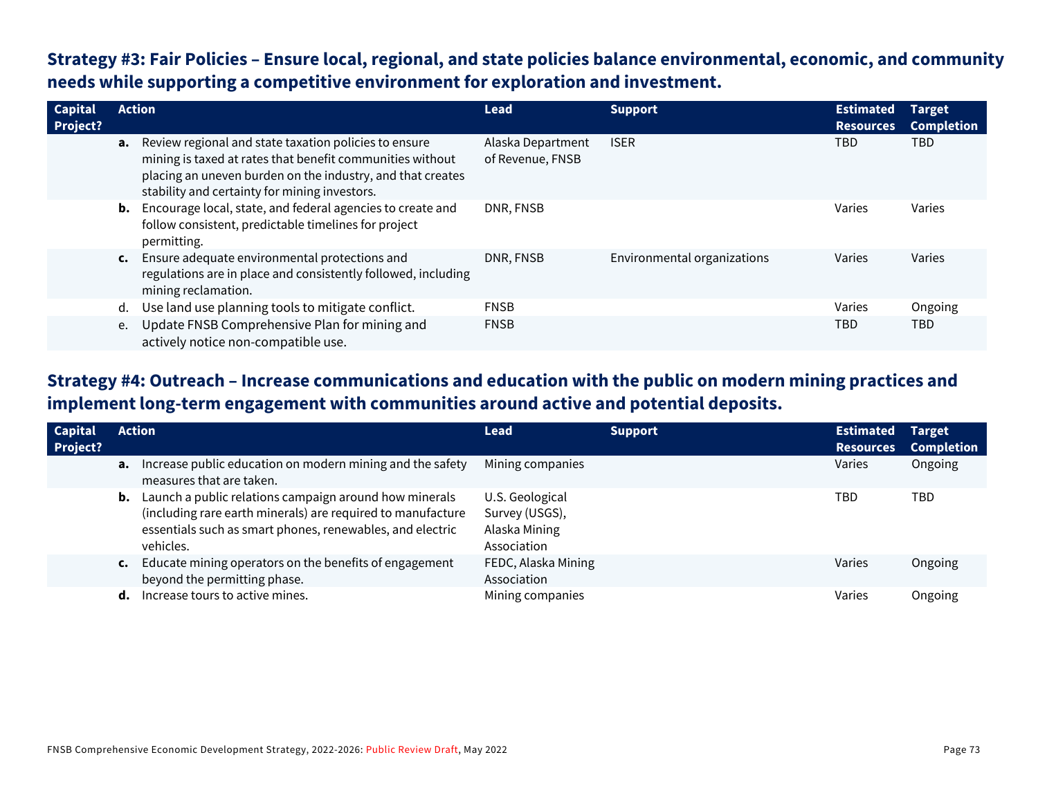### Strategy #3: Fair Policies – Ensure local, regional, and state policies balance environmental, economic, and community needs while supporting a competitive environment for exploration and investment.

| Capital Project? | Action | Lead | Support | Estimated Resources | Target Completion |
|---|---|---|---|---|---|
| | **a.** Review regional and state taxation policies to ensure mining is taxed at rates that benefit communities without placing an uneven burden on the industry, and that creates stability and certainty for mining investors. | Alaska Department of Revenue, FNSB | ISER | TBD | TBD |
| | **b.** Encourage local, state, and federal agencies to create and follow consistent, predictable timelines for project permitting. | DNR, FNSB | | Varies | Varies |
| | **c.** Ensure adequate environmental protections and regulations are in place and consistently followed, including mining reclamation. | DNR, FNSB | Environmental organizations | Varies | Varies |
| | d. Use land use planning tools to mitigate conflict. | FNSB | | Varies | Ongoing |
| | e. Update FNSB Comprehensive Plan for mining and actively notice non-compatible use. | FNSB | | TBD | TBD |

### Strategy #4: Outreach – Increase communications and education with the public on modern mining practices and implement long-term engagement with communities around active and potential deposits.

| Capital Project? | Action | Lead | Support | Estimated Resources | Target Completion |
|---|---|---|---|---|---|
| | **a.** Increase public education on modern mining and the safety measures that are taken. | Mining companies | | Varies | Ongoing |
| | **b.** Launch a public relations campaign around how minerals (including rare earth minerals) are required to manufacture essentials such as smart phones, renewables, and electric vehicles. | U.S. Geological Survey (USGS), Alaska Mining Association | | TBD | TBD |
| | **c.** Educate mining operators on the benefits of engagement beyond the permitting phase. | FEDC, Alaska Mining Association | | Varies | Ongoing |
| | **d.** Increase tours to active mines. | Mining companies | | Varies | Ongoing |